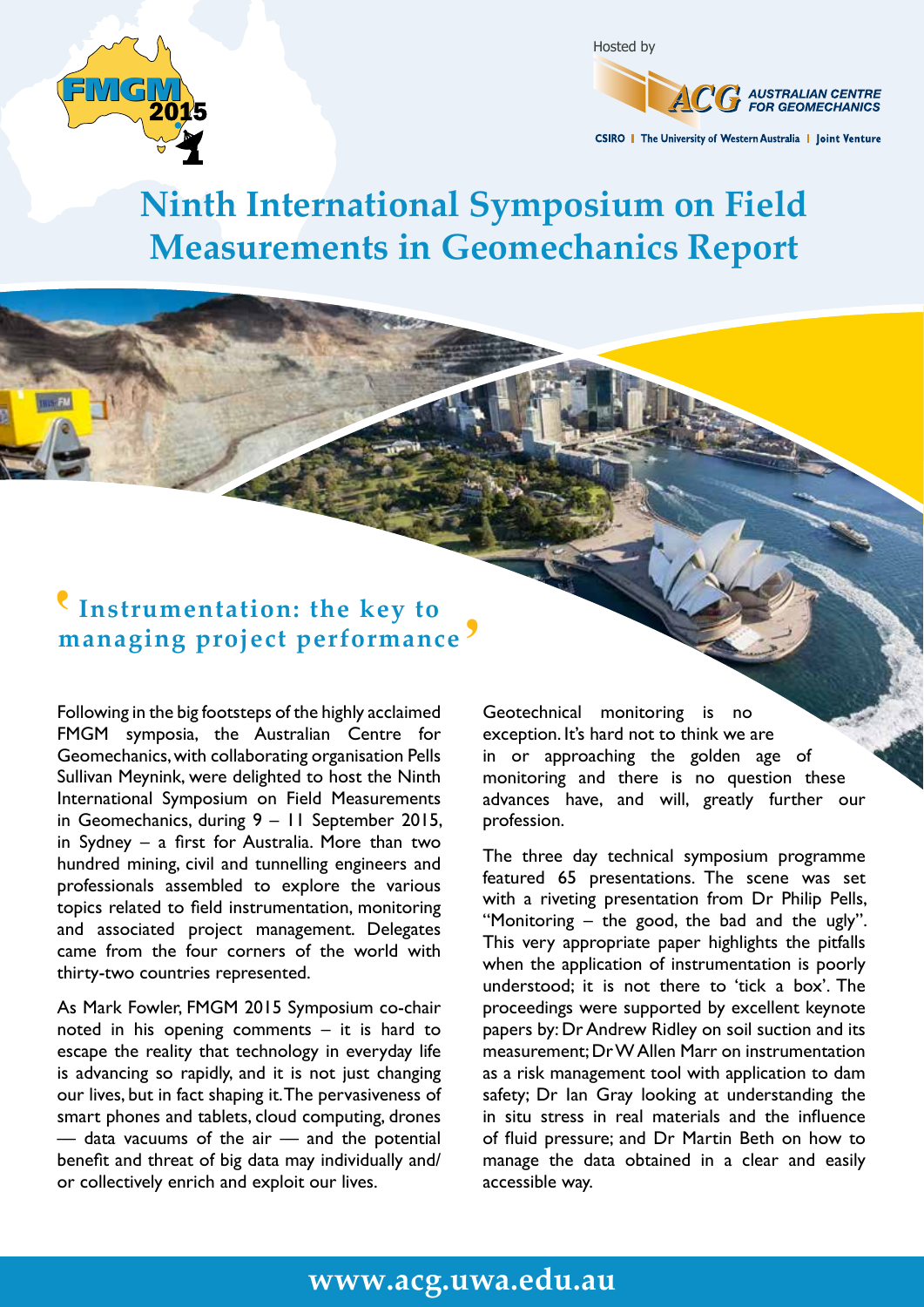Hosted by

AUSTRALIAN CENTRE FOR GEOMECHANICS

CSIRO | The University of Western Australia | Joint Venture

# Ninth International Symposium on Field Measurements in Geomechanics Report

## 'Instrumentation: the key to managing project performance'

Following in the big footsteps of the highly acclaimed FMGM symposia, the Australian Centre for Geomechanics, with collaborating organisation Pells Sullivan Meynink, were delighted to host the Ninth International Symposium on Field Measurements in Geomechanics, during 9 – 11 September 2015, in Sydney – a first for Australia. More than two hundred mining, civil and tunnelling engineers and professionals assembled to explore the various topics related to field instrumentation, monitoring and associated project management. Delegates came from the four corners of the world with thirty-two countries represented.

As Mark Fowler, FMGM 2015 Symposium co-chair noted in his opening comments – it is hard to escape the reality that technology in everyday life is advancing so rapidly, and it is not just changing our lives, but in fact shaping it. The pervasiveness of smart phones and tablets, cloud computing, drones — data vacuums of the air — and the potential benefit and threat of big data may individually and/or collectively enrich and exploit our lives.

Geotechnical monitoring is no exception. It's hard not to think we are in or approaching the golden age of monitoring and there is no question these advances have, and will, greatly further our profession.

The three day technical symposium programme featured 65 presentations. The scene was set with a riveting presentation from Dr Philip Pells, "Monitoring – the good, the bad and the ugly". This very appropriate paper highlights the pitfalls when the application of instrumentation is poorly understood; it is not there to 'tick a box'. The proceedings were supported by excellent keynote papers by: Dr Andrew Ridley on soil suction and its measurement; Dr W Allen Marr on instrumentation as a risk management tool with application to dam safety; Dr Ian Gray looking at understanding the in situ stress in real materials and the influence of fluid pressure; and Dr Martin Beth on how to manage the data obtained in a clear and easily accessible way.

www.acg.uwa.edu.au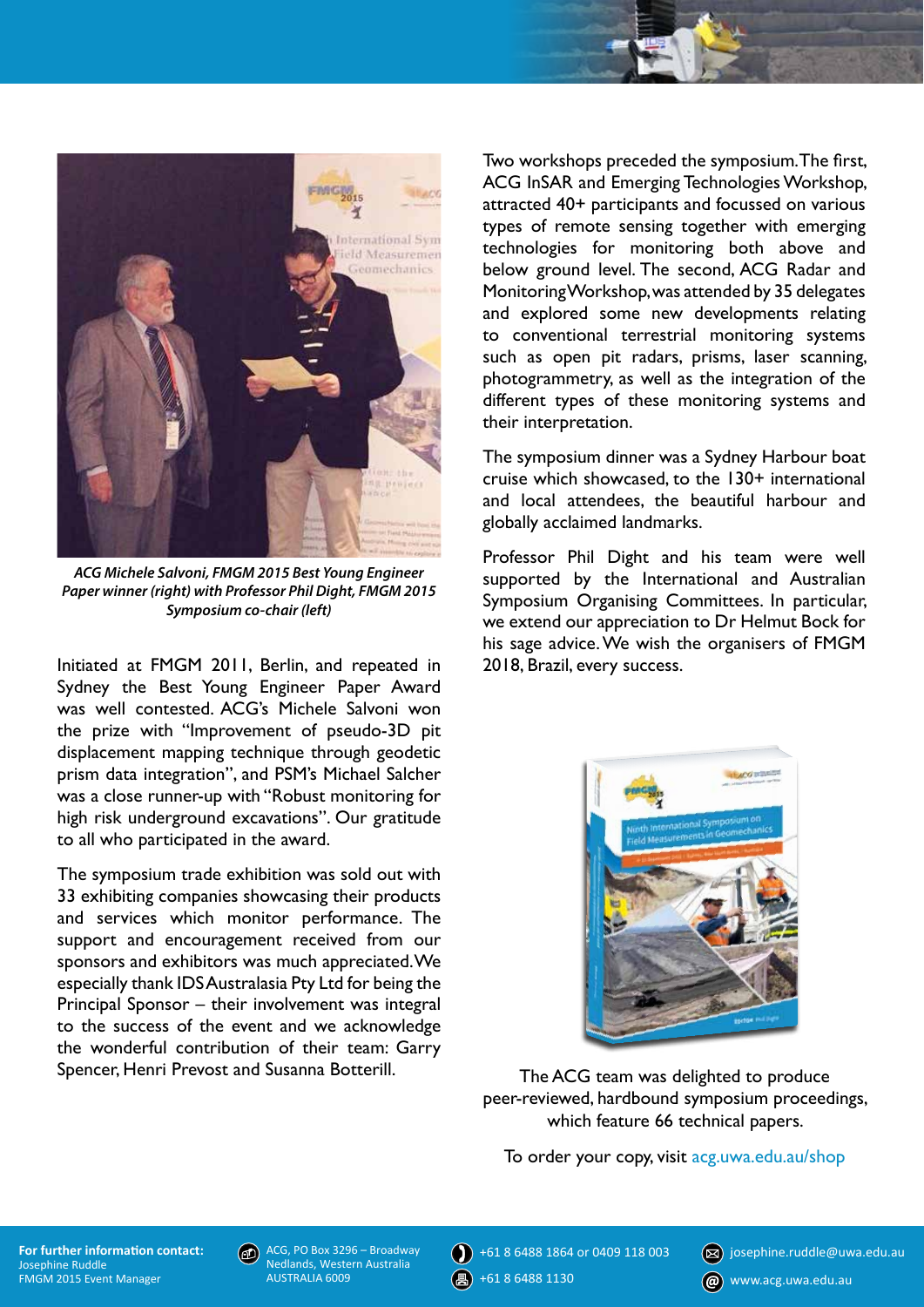*ACG Michele Salvoni, FMGM 2015 Best Young Engineer Paper winner (right) with Professor Phil Dight, FMGM 2015 Symposium co-chair (left)*

Initiated at FMGM 2011, Berlin, and repeated in Sydney the Best Young Engineer Paper Award was well contested. ACG's Michele Salvoni won the prize with "Improvement of pseudo-3D pit displacement mapping technique through geodetic prism data integration", and PSM's Michael Salcher was a close runner-up with "Robust monitoring for high risk underground excavations". Our gratitude to all who participated in the award.

The symposium trade exhibition was sold out with 33 exhibiting companies showcasing their products and services which monitor performance. The support and encouragement received from our sponsors and exhibitors was much appreciated. We especially thank IDS Australasia Pty Ltd for being the Principal Sponsor – their involvement was integral to the success of the event and we acknowledge the wonderful contribution of their team: Garry Spencer, Henri Prevost and Susanna Botterill.

Two workshops preceded the symposium. The first, ACG InSAR and Emerging Technologies Workshop, attracted 40+ participants and focussed on various types of remote sensing together with emerging technologies for monitoring both above and below ground level. The second, ACG Radar and Monitoring Workshop, was attended by 35 delegates and explored some new developments relating to conventional terrestrial monitoring systems such as open pit radars, prisms, laser scanning, photogrammetry, as well as the integration of the different types of these monitoring systems and their interpretation.

The symposium dinner was a Sydney Harbour boat cruise which showcased, to the 130+ international and local attendees, the beautiful harbour and globally acclaimed landmarks.

Professor Phil Dight and his team were well supported by the International and Australian Symposium Organising Committees. In particular, we extend our appreciation to Dr Helmut Bock for his sage advice. We wish the organisers of FMGM 2018, Brazil, every success.

The ACG team was delighted to produce peer-reviewed, hardbound symposium proceedings, which feature 66 technical papers.

To order your copy, visit acg.uwa.edu.au/shop

**For further information contact:**
Josephine Ruddle
FMGM 2015 Event Manager

ACG, PO Box 3296 – Broadway
Nedlands, Western Australia
AUSTRALIA 6009

+61 8 6488 1864 or 0409 118 003
+61 8 6488 1130

josephine.ruddle@uwa.edu.au
www.acg.uwa.edu.au